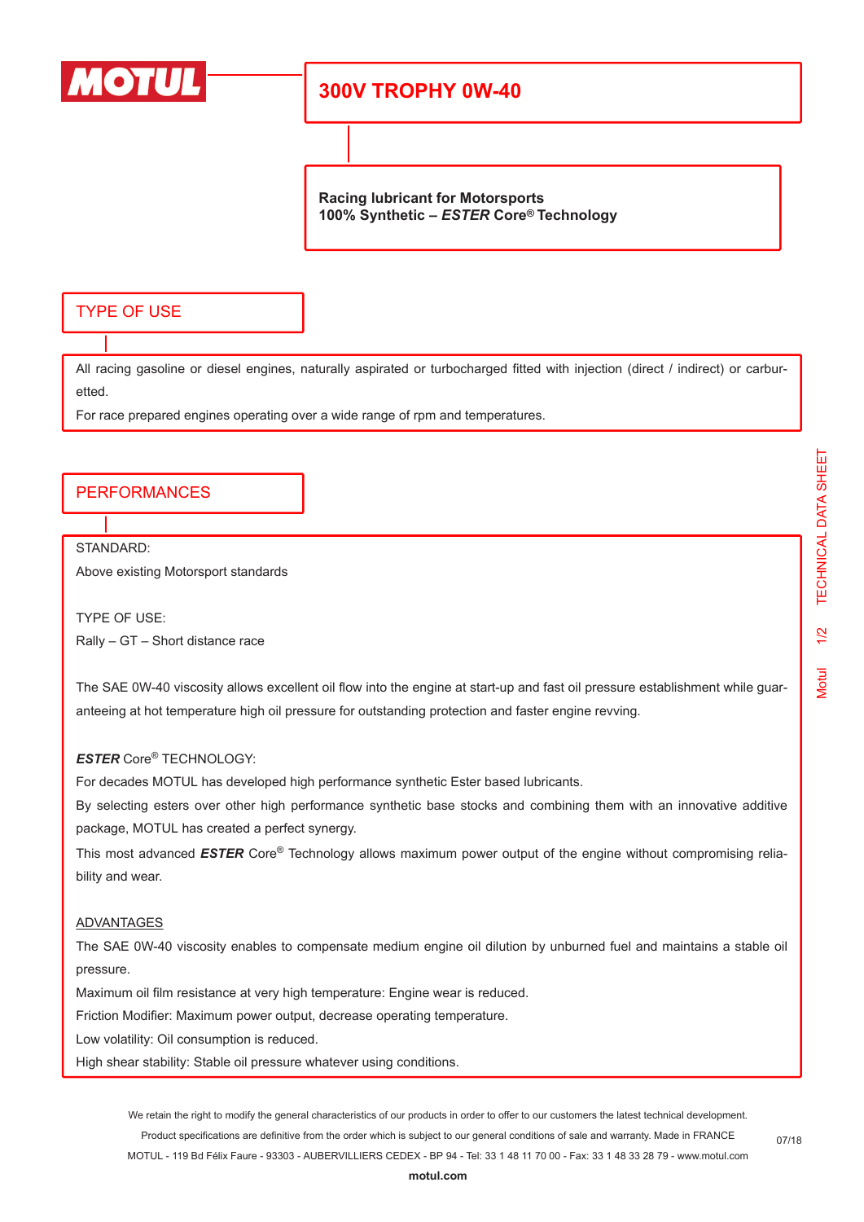# 300V TROPHY 0W-40

**Racing lubricant for Motorsports**
**100% Synthetic – *ESTER* Core® Technology**

## TYPE OF USE

All racing gasoline or diesel engines, naturally aspirated or turbocharged fitted with injection (direct / indirect) or carburetted.

For race prepared engines operating over a wide range of rpm and temperatures.

## PERFORMANCES

STANDARD:
Above existing Motorsport standards

TYPE OF USE:
Rally – GT – Short distance race

The SAE 0W-40 viscosity allows excellent oil flow into the engine at start-up and fast oil pressure establishment while guaranteeing at hot temperature high oil pressure for outstanding protection and faster engine revving.

***ESTER*** Core® TECHNOLOGY:
For decades MOTUL has developed high performance synthetic Ester based lubricants.
By selecting esters over other high performance synthetic base stocks and combining them with an innovative additive package, MOTUL has created a perfect synergy.
This most advanced ***ESTER*** Core® Technology allows maximum power output of the engine without compromising reliability and wear.

ADVANTAGES
The SAE 0W-40 viscosity enables to compensate medium engine oil dilution by unburned fuel and maintains a stable oil pressure.
Maximum oil film resistance at very high temperature: Engine wear is reduced.
Friction Modifier: Maximum power output, decrease operating temperature.
Low volatility: Oil consumption is reduced.
High shear stability: Stable oil pressure whatever using conditions.

We retain the right to modify the general characteristics of our products in order to offer to our customers the latest technical development.
Product specifications are definitive from the order which is subject to our general conditions of sale and warranty. Made in FRANCE
MOTUL - 119 Bd Félix Faure - 93303 - AUBERVILLIERS CEDEX - BP 94 - Tel: 33 1 48 11 70 00 - Fax: 33 1 48 33 28 79 - www.motul.com
**motul.com**

07/18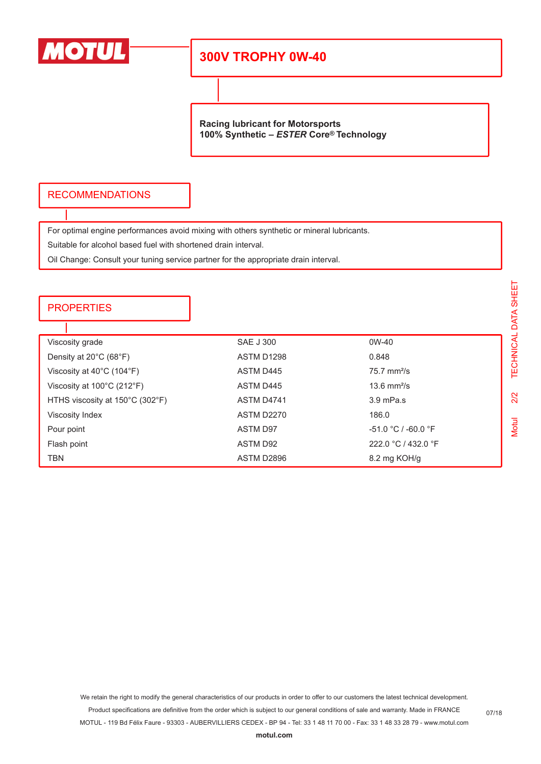MOTUL

# 300V TROPHY 0W-40

**Racing lubricant for Motorsports**
**100% Synthetic – *ESTER* Core® Technology**

## RECOMMENDATIONS

For optimal engine performances avoid mixing with others synthetic or mineral lubricants.

Suitable for alcohol based fuel with shortened drain interval.

Oil Change: Consult your tuning service partner for the appropriate drain interval.

## PROPERTIES

| | | |
|---|---|---|
| Viscosity grade | SAE J 300 | 0W-40 |
| Density at 20°C (68°F) | ASTM D1298 | 0.848 |
| Viscosity at 40°C (104°F) | ASTM D445 | 75.7 mm²/s |
| Viscosity at 100°C (212°F) | ASTM D445 | 13.6 mm²/s |
| HTHS viscosity at 150°C (302°F) | ASTM D4741 | 3.9 mPa.s |
| Viscosity Index | ASTM D2270 | 186.0 |
| Pour point | ASTM D97 | -51.0 °C / -60.0 °F |
| Flash point | ASTM D92 | 222.0 °C / 432.0 °F |
| TBN | ASTM D2896 | 8.2 mg KOH/g |

We retain the right to modify the general characteristics of our products in order to offer to our customers the latest technical development.

Product specifications are definitive from the order which is subject to our general conditions of sale and warranty. Made in FRANCE

MOTUL - 119 Bd Félix Faure - 93303 - AUBERVILLIERS CEDEX - BP 94 - Tel: 33 1 48 11 70 00 - Fax: 33 1 48 33 28 79 - www.motul.com

**motul.com**

07/18